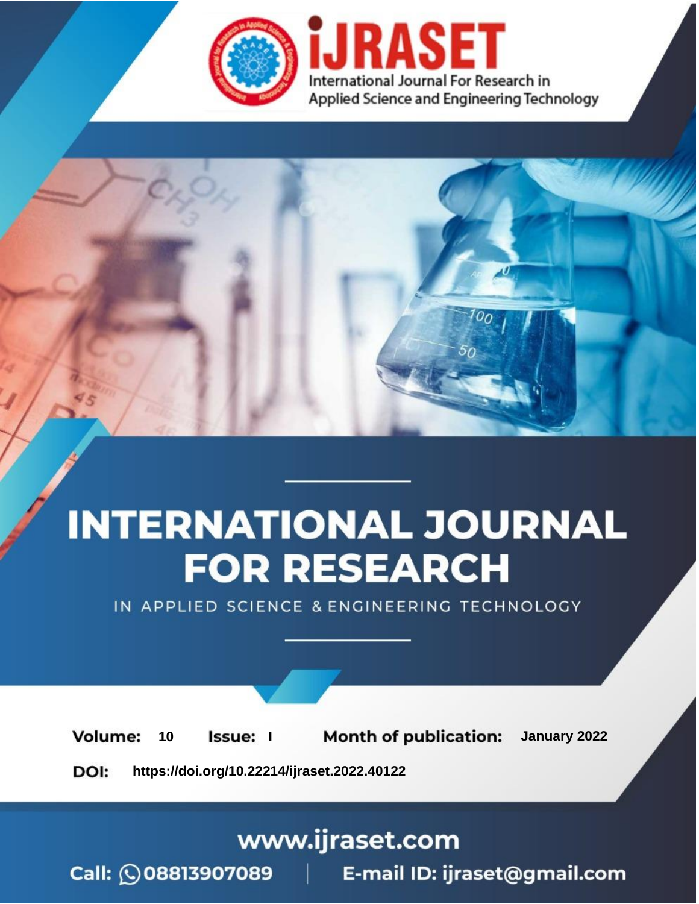iJRASET

International Journal For Research in Applied Science and Engineering Technology

# INTERNATIONAL JOURNAL FOR RESEARCH

IN APPLIED SCIENCE & ENGINEERING TECHNOLOGY

**Volume:** 10 **Issue:** I **Month of publication:** January 2022

**DOI:** https://doi.org/10.22214/ijraset.2022.40122

www.ijraset.com

Call: 08813907089 | E-mail ID: ijraset@gmail.com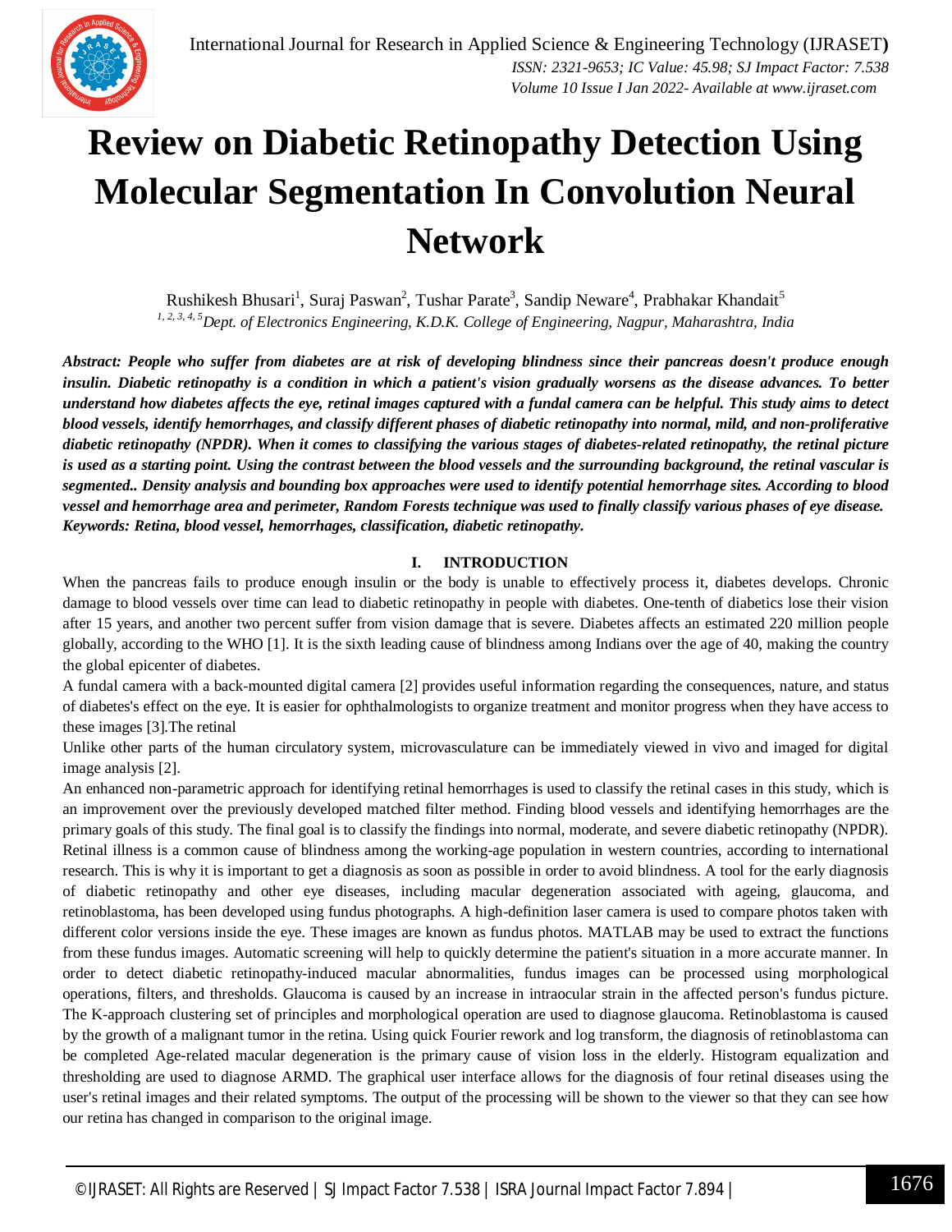# Review on Diabetic Retinopathy Detection Using Molecular Segmentation In Convolution Neural Network

Rushikesh Bhusari[1], Suraj Paswan[2], Tushar Parate[3], Sandip Neware[4], Prabhakar Khandait[5]

*[1, 2, 3, 4, 5]Dept. of Electronics Engineering, K.D.K. College of Engineering, Nagpur, Maharashtra, India*

***Abstract:** People who suffer from diabetes are at risk of developing blindness since their pancreas doesn't produce enough insulin. Diabetic retinopathy is a condition in which a patient's vision gradually worsens as the disease advances. To better understand how diabetes affects the eye, retinal images captured with a fundal camera can be helpful. This study aims to detect blood vessels, identify hemorrhages, and classify different phases of diabetic retinopathy into normal, mild, and non-proliferative diabetic retinopathy (NPDR). When it comes to classifying the various stages of diabetes-related retinopathy, the retinal picture is used as a starting point. Using the contrast between the blood vessels and the surrounding background, the retinal vascular is segmented.. Density analysis and bounding box approaches were used to identify potential hemorrhage sites. According to blood vessel and hemorrhage area and perimeter, Random Forests technique was used to finally classify various phases of eye disease.*

***Keywords:** Retina, blood vessel, hemorrhages, classification, diabetic retinopathy.*

## I. INTRODUCTION

When the pancreas fails to produce enough insulin or the body is unable to effectively process it, diabetes develops. Chronic damage to blood vessels over time can lead to diabetic retinopathy in people with diabetes. One-tenth of diabetics lose their vision after 15 years, and another two percent suffer from vision damage that is severe. Diabetes affects an estimated 220 million people globally, according to the WHO [1]. It is the sixth leading cause of blindness among Indians over the age of 40, making the country the global epicenter of diabetes.

A fundal camera with a back-mounted digital camera [2] provides useful information regarding the consequences, nature, and status of diabetes's effect on the eye. It is easier for ophthalmologists to organize treatment and monitor progress when they have access to these images [3].The retinal

Unlike other parts of the human circulatory system, microvasculature can be immediately viewed in vivo and imaged for digital image analysis [2].

An enhanced non-parametric approach for identifying retinal hemorrhages is used to classify the retinal cases in this study, which is an improvement over the previously developed matched filter method. Finding blood vessels and identifying hemorrhages are the primary goals of this study. The final goal is to classify the findings into normal, moderate, and severe diabetic retinopathy (NPDR). Retinal illness is a common cause of blindness among the working-age population in western countries, according to international research. This is why it is important to get a diagnosis as soon as possible in order to avoid blindness. A tool for the early diagnosis of diabetic retinopathy and other eye diseases, including macular degeneration associated with ageing, glaucoma, and retinoblastoma, has been developed using fundus photographs. A high-definition laser camera is used to compare photos taken with different color versions inside the eye. These images are known as fundus photos. MATLAB may be used to extract the functions from these fundus images. Automatic screening will help to quickly determine the patient's situation in a more accurate manner. In order to detect diabetic retinopathy-induced macular abnormalities, fundus images can be processed using morphological operations, filters, and thresholds. Glaucoma is caused by an increase in intraocular strain in the affected person's fundus picture. The K-approach clustering set of principles and morphological operation are used to diagnose glaucoma. Retinoblastoma is caused by the growth of a malignant tumor in the retina. Using quick Fourier rework and log transform, the diagnosis of retinoblastoma can be completed Age-related macular degeneration is the primary cause of vision loss in the elderly. Histogram equalization and thresholding are used to diagnose ARMD. The graphical user interface allows for the diagnosis of four retinal diseases using the user's retinal images and their related symptoms. The output of the processing will be shown to the viewer so that they can see how our retina has changed in comparison to the original image.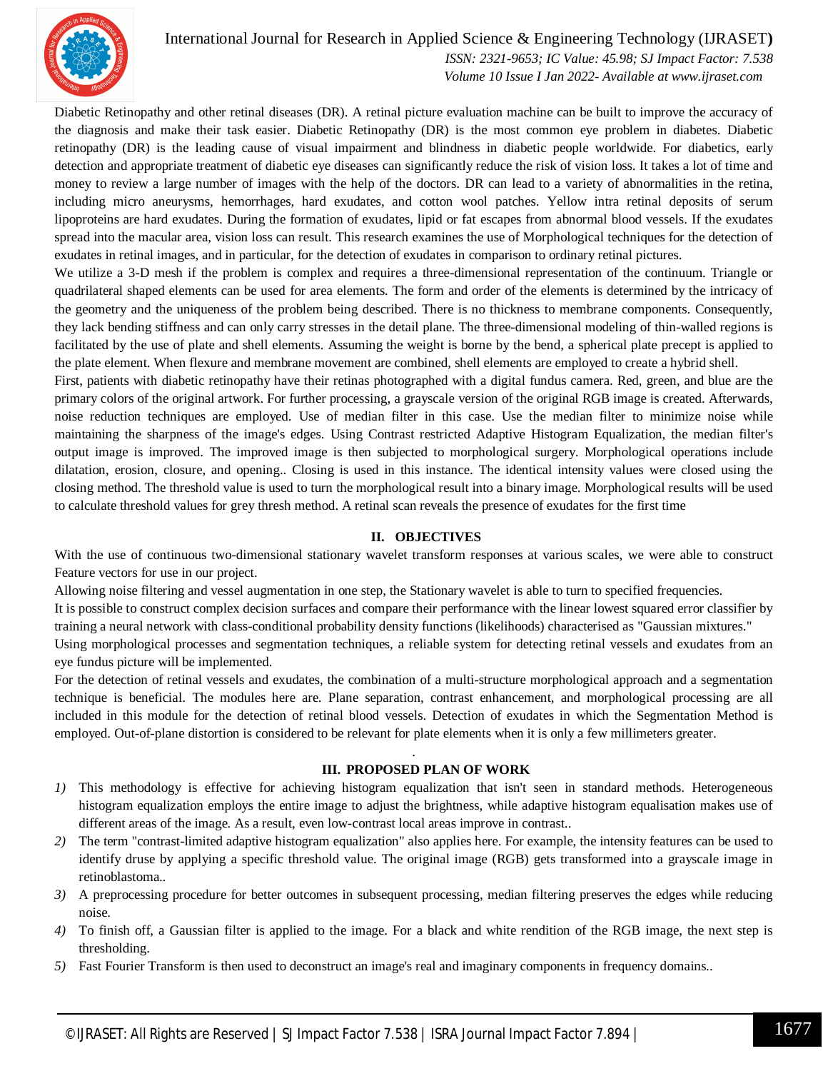Diabetic Retinopathy and other retinal diseases (DR). A retinal picture evaluation machine can be built to improve the accuracy of the diagnosis and make their task easier. Diabetic Retinopathy (DR) is the most common eye problem in diabetes. Diabetic retinopathy (DR) is the leading cause of visual impairment and blindness in diabetic people worldwide. For diabetics, early detection and appropriate treatment of diabetic eye diseases can significantly reduce the risk of vision loss. It takes a lot of time and money to review a large number of images with the help of the doctors. DR can lead to a variety of abnormalities in the retina, including micro aneurysms, hemorrhages, hard exudates, and cotton wool patches. Yellow intra retinal deposits of serum lipoproteins are hard exudates. During the formation of exudates, lipid or fat escapes from abnormal blood vessels. If the exudates spread into the macular area, vision loss can result. This research examines the use of Morphological techniques for the detection of exudates in retinal images, and in particular, for the detection of exudates in comparison to ordinary retinal pictures.

We utilize a 3-D mesh if the problem is complex and requires a three-dimensional representation of the continuum. Triangle or quadrilateral shaped elements can be used for area elements. The form and order of the elements is determined by the intricacy of the geometry and the uniqueness of the problem being described. There is no thickness to membrane components. Consequently, they lack bending stiffness and can only carry stresses in the detail plane. The three-dimensional modeling of thin-walled regions is facilitated by the use of plate and shell elements. Assuming the weight is borne by the bend, a spherical plate precept is applied to the plate element. When flexure and membrane movement are combined, shell elements are employed to create a hybrid shell.

First, patients with diabetic retinopathy have their retinas photographed with a digital fundus camera. Red, green, and blue are the primary colors of the original artwork. For further processing, a grayscale version of the original RGB image is created. Afterwards, noise reduction techniques are employed. Use of median filter in this case. Use the median filter to minimize noise while maintaining the sharpness of the image's edges. Using Contrast restricted Adaptive Histogram Equalization, the median filter's output image is improved. The improved image is then subjected to morphological surgery. Morphological operations include dilatation, erosion, closure, and opening.. Closing is used in this instance. The identical intensity values were closed using the closing method. The threshold value is used to turn the morphological result into a binary image. Morphological results will be used to calculate threshold values for grey thresh method. A retinal scan reveals the presence of exudates for the first time

## II. OBJECTIVES

With the use of continuous two-dimensional stationary wavelet transform responses at various scales, we were able to construct Feature vectors for use in our project.

Allowing noise filtering and vessel augmentation in one step, the Stationary wavelet is able to turn to specified frequencies.

It is possible to construct complex decision surfaces and compare their performance with the linear lowest squared error classifier by training a neural network with class-conditional probability density functions (likelihoods) characterised as "Gaussian mixtures."

Using morphological processes and segmentation techniques, a reliable system for detecting retinal vessels and exudates from an eye fundus picture will be implemented.

For the detection of retinal vessels and exudates, the combination of a multi-structure morphological approach and a segmentation technique is beneficial. The modules here are. Plane separation, contrast enhancement, and morphological processing are all included in this module for the detection of retinal blood vessels. Detection of exudates in which the Segmentation Method is employed. Out-of-plane distortion is considered to be relevant for plate elements when it is only a few millimeters greater.

## III. PROPOSED PLAN OF WORK

1) This methodology is effective for achieving histogram equalization that isn't seen in standard methods. Heterogeneous histogram equalization employs the entire image to adjust the brightness, while adaptive histogram equalisation makes use of different areas of the image. As a result, even low-contrast local areas improve in contrast..
2) The term "contrast-limited adaptive histogram equalization" also applies here. For example, the intensity features can be used to identify druse by applying a specific threshold value. The original image (RGB) gets transformed into a grayscale image in retinoblastoma..
3) A preprocessing procedure for better outcomes in subsequent processing, median filtering preserves the edges while reducing noise.
4) To finish off, a Gaussian filter is applied to the image. For a black and white rendition of the RGB image, the next step is thresholding.
5) Fast Fourier Transform is then used to deconstruct an image's real and imaginary components in frequency domains..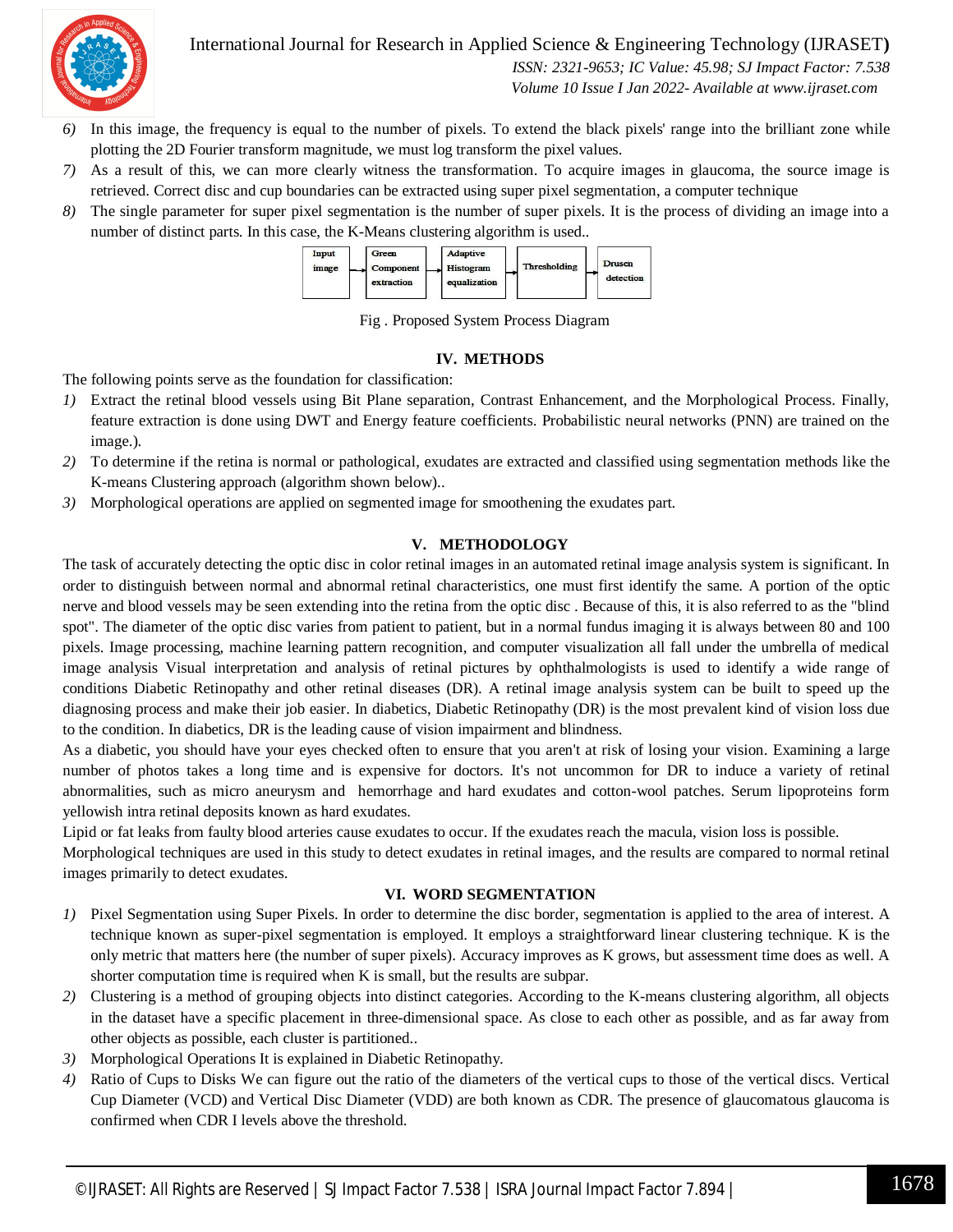6) In this image, the frequency is equal to the number of pixels. To extend the black pixels' range into the brilliant zone while plotting the 2D Fourier transform magnitude, we must log transform the pixel values.
7) As a result of this, we can more clearly witness the transformation. To acquire images in glaucoma, the source image is retrieved. Correct disc and cup boundaries can be extracted using super pixel segmentation, a computer technique
8) The single parameter for super pixel segmentation is the number of super pixels. It is the process of dividing an image into a number of distinct parts. In this case, the K-Means clustering algorithm is used..

Input image → Green Component extraction → Adaptive Histogram equalization → Thresholding → Drusen detection

Fig . Proposed System Process Diagram

## IV. METHODS

The following points serve as the foundation for classification:

1) Extract the retinal blood vessels using Bit Plane separation, Contrast Enhancement, and the Morphological Process. Finally, feature extraction is done using DWT and Energy feature coefficients. Probabilistic neural networks (PNN) are trained on the image.).
2) To determine if the retina is normal or pathological, exudates are extracted and classified using segmentation methods like the K-means Clustering approach (algorithm shown below)..
3) Morphological operations are applied on segmented image for smoothening the exudates part.

## V. METHODOLOGY

The task of accurately detecting the optic disc in color retinal images in an automated retinal image analysis system is significant. In order to distinguish between normal and abnormal retinal characteristics, one must first identify the same. A portion of the optic nerve and blood vessels may be seen extending into the retina from the optic disc . Because of this, it is also referred to as the "blind spot". The diameter of the optic disc varies from patient to patient, but in a normal fundus imaging it is always between 80 and 100 pixels. Image processing, machine learning pattern recognition, and computer visualization all fall under the umbrella of medical image analysis Visual interpretation and analysis of retinal pictures by ophthalmologists is used to identify a wide range of conditions Diabetic Retinopathy and other retinal diseases (DR). A retinal image analysis system can be built to speed up the diagnosing process and make their job easier. In diabetics, Diabetic Retinopathy (DR) is the most prevalent kind of vision loss due to the condition. In diabetics, DR is the leading cause of vision impairment and blindness.

As a diabetic, you should have your eyes checked often to ensure that you aren't at risk of losing your vision. Examining a large number of photos takes a long time and is expensive for doctors. It's not uncommon for DR to induce a variety of retinal abnormalities, such as micro aneurysm and hemorrhage and hard exudates and cotton-wool patches. Serum lipoproteins form yellowish intra retinal deposits known as hard exudates.

Lipid or fat leaks from faulty blood arteries cause exudates to occur. If the exudates reach the macula, vision loss is possible.

Morphological techniques are used in this study to detect exudates in retinal images, and the results are compared to normal retinal images primarily to detect exudates.

## VI. WORD SEGMENTATION

1) Pixel Segmentation using Super Pixels. In order to determine the disc border, segmentation is applied to the area of interest. A technique known as super-pixel segmentation is employed. It employs a straightforward linear clustering technique. K is the only metric that matters here (the number of super pixels). Accuracy improves as K grows, but assessment time does as well. A shorter computation time is required when K is small, but the results are subpar.
2) Clustering is a method of grouping objects into distinct categories. According to the K-means clustering algorithm, all objects in the dataset have a specific placement in three-dimensional space. As close to each other as possible, and as far away from other objects as possible, each cluster is partitioned..
3) Morphological Operations It is explained in Diabetic Retinopathy.
4) Ratio of Cups to Disks We can figure out the ratio of the diameters of the vertical cups to those of the vertical discs. Vertical Cup Diameter (VCD) and Vertical Disc Diameter (VDD) are both known as CDR. The presence of glaucomatous glaucoma is confirmed when CDR I levels above the threshold.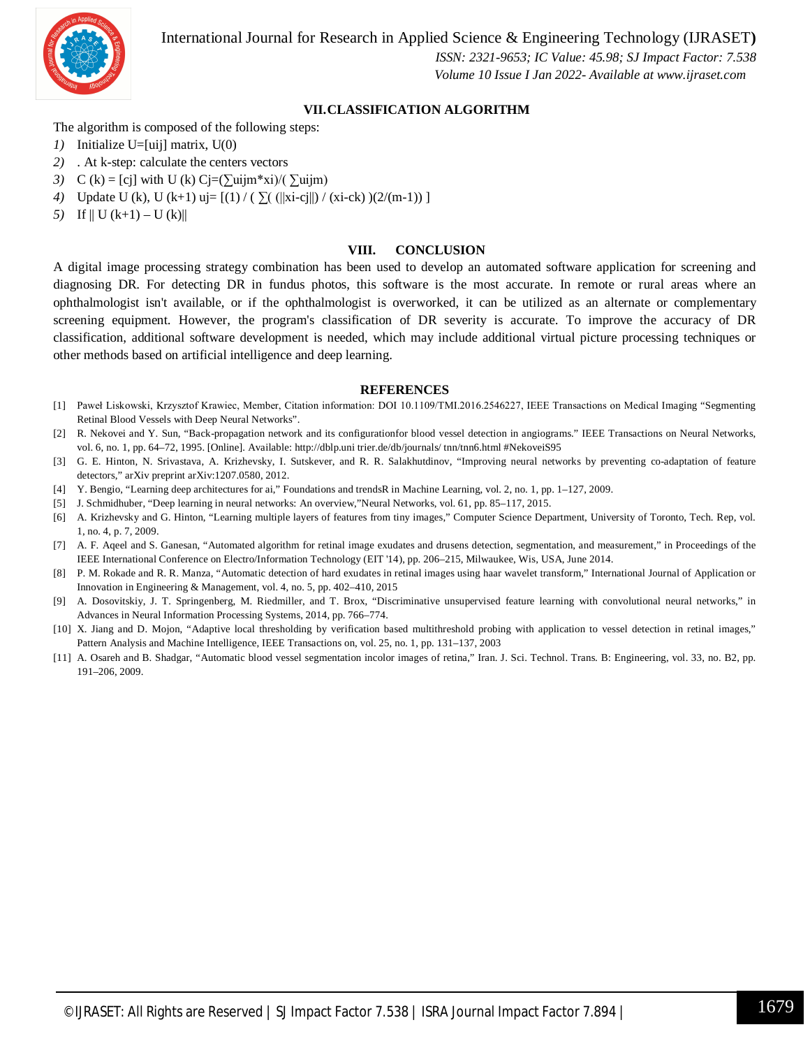## VII. CLASSIFICATION ALGORITHM

The algorithm is composed of the following steps:

1) Initialize U=[uij] matrix, U(0)
2) . At k-step: calculate the centers vectors
3) C (k) = [cj] with U (k) Cj=(∑uijm*xi)/( ∑uijm)
4) Update U (k), U (k+1) uj= [(1) / ( ∑( (||xi-cj||) / (xi-ck) )(2/(m-1)) ]
5) If || U (k+1) – U (k)||

## VIII. CONCLUSION

A digital image processing strategy combination has been used to develop an automated software application for screening and diagnosing DR. For detecting DR in fundus photos, this software is the most accurate. In remote or rural areas where an ophthalmologist isn't available, or if the ophthalmologist is overworked, it can be utilized as an alternate or complementary screening equipment. However, the program's classification of DR severity is accurate. To improve the accuracy of DR classification, additional software development is needed, which may include additional virtual picture processing techniques or other methods based on artificial intelligence and deep learning.

## REFERENCES

[1] Paweł Liskowski, Krzysztof Krawiec, Member, Citation information: DOI 10.1109/TMI.2016.2546227, IEEE Transactions on Medical Imaging "Segmenting Retinal Blood Vessels with Deep Neural Networks".

[2] R. Nekovei and Y. Sun, "Back-propagation network and its configurationfor blood vessel detection in angiograms." IEEE Transactions on Neural Networks, vol. 6, no. 1, pp. 64–72, 1995. [Online]. Available: http://dblp.uni trier.de/db/journals/ tnn/tnn6.html #NekoveiS95

[3] G. E. Hinton, N. Srivastava, A. Krizhevsky, I. Sutskever, and R. R. Salakhutdinov, "Improving neural networks by preventing co-adaptation of feature detectors," arXiv preprint arXiv:1207.0580, 2012.

[4] Y. Bengio, "Learning deep architectures for ai," Foundations and trendsR in Machine Learning, vol. 2, no. 1, pp. 1–127, 2009.

[5] J. Schmidhuber, "Deep learning in neural networks: An overview,"Neural Networks, vol. 61, pp. 85–117, 2015.

[6] A. Krizhevsky and G. Hinton, "Learning multiple layers of features from tiny images," Computer Science Department, University of Toronto, Tech. Rep, vol. 1, no. 4, p. 7, 2009.

[7] A. F. Aqeel and S. Ganesan, "Automated algorithm for retinal image exudates and drusens detection, segmentation, and measurement," in Proceedings of the IEEE International Conference on Electro/Information Technology (EIT '14), pp. 206–215, Milwaukee, Wis, USA, June 2014.

[8] P. M. Rokade and R. R. Manza, "Automatic detection of hard exudates in retinal images using haar wavelet transform," International Journal of Application or Innovation in Engineering & Management, vol. 4, no. 5, pp. 402–410, 2015

[9] A. Dosovitskiy, J. T. Springenberg, M. Riedmiller, and T. Brox, "Discriminative unsupervised feature learning with convolutional neural networks," in Advances in Neural Information Processing Systems, 2014, pp. 766–774.

[10] X. Jiang and D. Mojon, "Adaptive local thresholding by verification based multithreshold probing with application to vessel detection in retinal images," Pattern Analysis and Machine Intelligence, IEEE Transactions on, vol. 25, no. 1, pp. 131–137, 2003

[11] A. Osareh and B. Shadgar, "Automatic blood vessel segmentation incolor images of retina," Iran. J. Sci. Technol. Trans. B: Engineering, vol. 33, no. B2, pp. 191–206, 2009.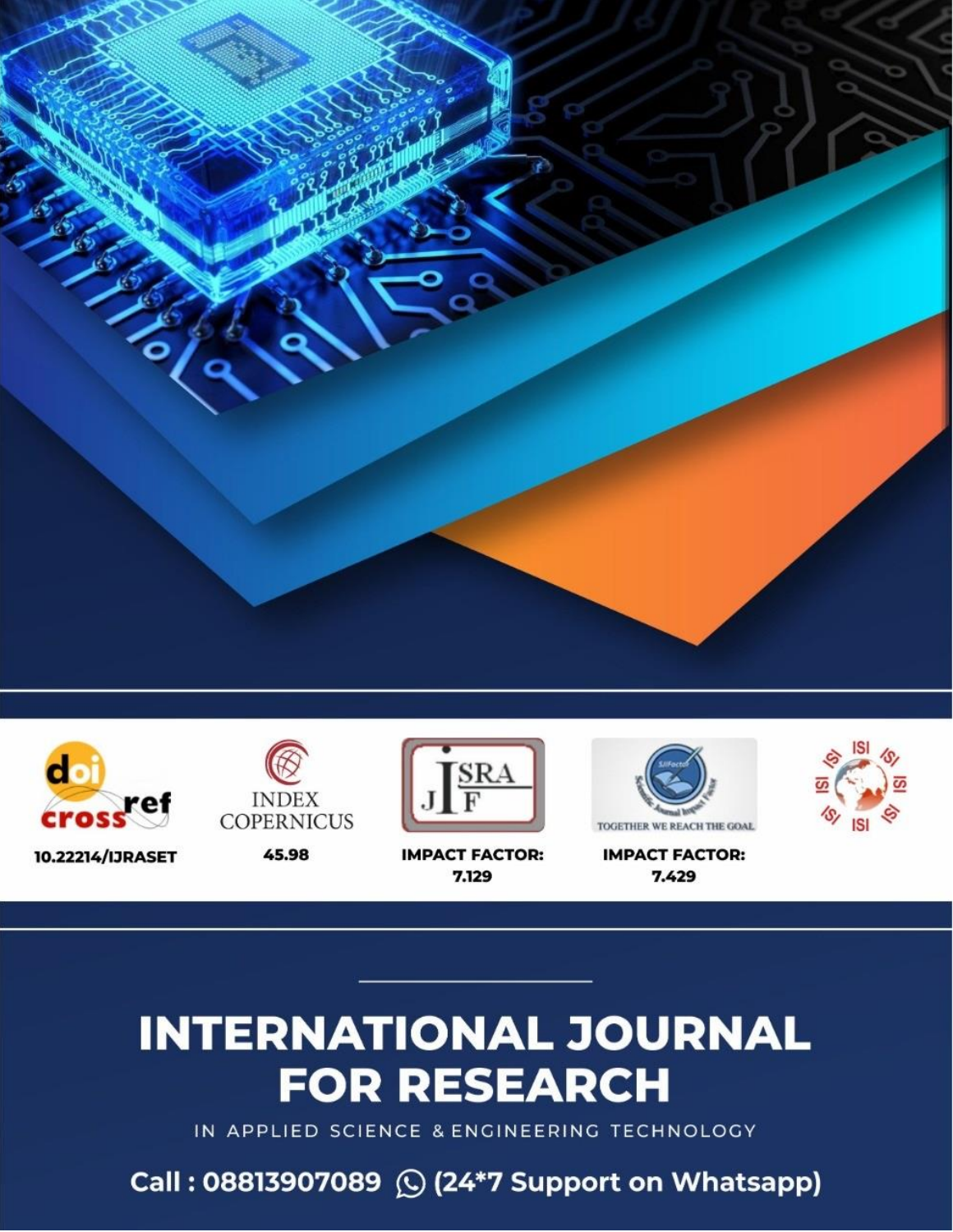10.22214/IJRASET

INDEX COPERNICUS

45.98

IMPACT FACTOR: 7.129

IMPACT FACTOR: 7.429

# INTERNATIONAL JOURNAL FOR RESEARCH

IN APPLIED SCIENCE & ENGINEERING TECHNOLOGY

Call : 08813907089 (24*7 Support on Whatsapp)